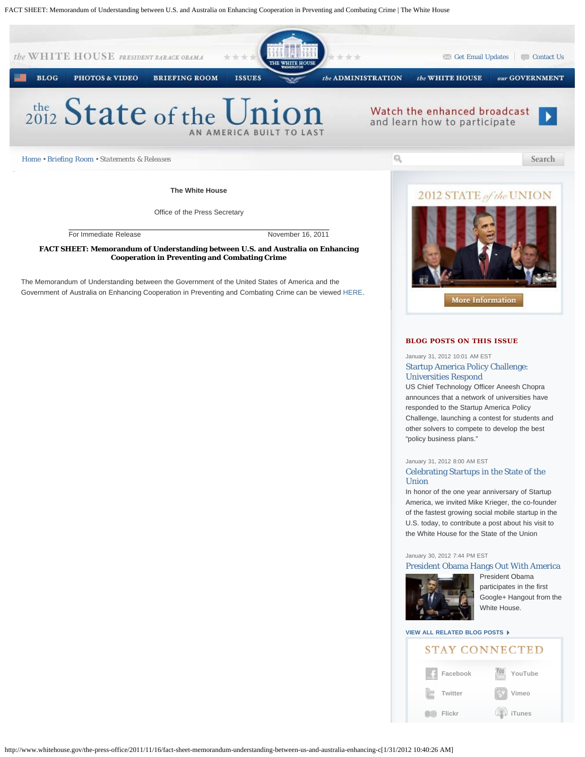Home • Briefing Room • Statements & Releases

**The White House**

Office of the Press Secretary

For Immediate Release November 16, 2011

**FACT SHEET: Memorandum of Understanding between U.S. and Australia on Enhancing Cooperation in Preventing and Combating Crime**

The Memorandum of Understanding between the Government of the United States of America and the Government of Australia on Enhancing Cooperation in Preventing and Combating Crime can be viewed HERE.

2012 STATE of the UNION

More Information

**BLOG POSTS ON THIS ISSUE**

January 31, 2012 10:01 AM EST

Startup America Policy Challenge: Universities Respond

US Chief Technology Officer Aneesh Chopra announces that a network of universities have responded to the Startup America Policy Challenge, launching a contest for students and other solvers to compete to develop the best "policy business plans."

January 31, 2012 8:00 AM EST

Celebrating Startups in the State of the Union

In honor of the one year anniversary of Startup America, we invited Mike Krieger, the co-founder of the fastest growing social mobile startup in the U.S. today, to contribute a post about his visit to the White House for the State of the Union

January 30, 2012 7:44 PM EST

President Obama Hangs Out With America

President Obama participates in the first Google+ Hangout from the White House.

VIEW ALL RELATED BLOG POSTS

STAY CONNECTED

Facebook YouTube

Twitter Vimeo

Flickr iTunes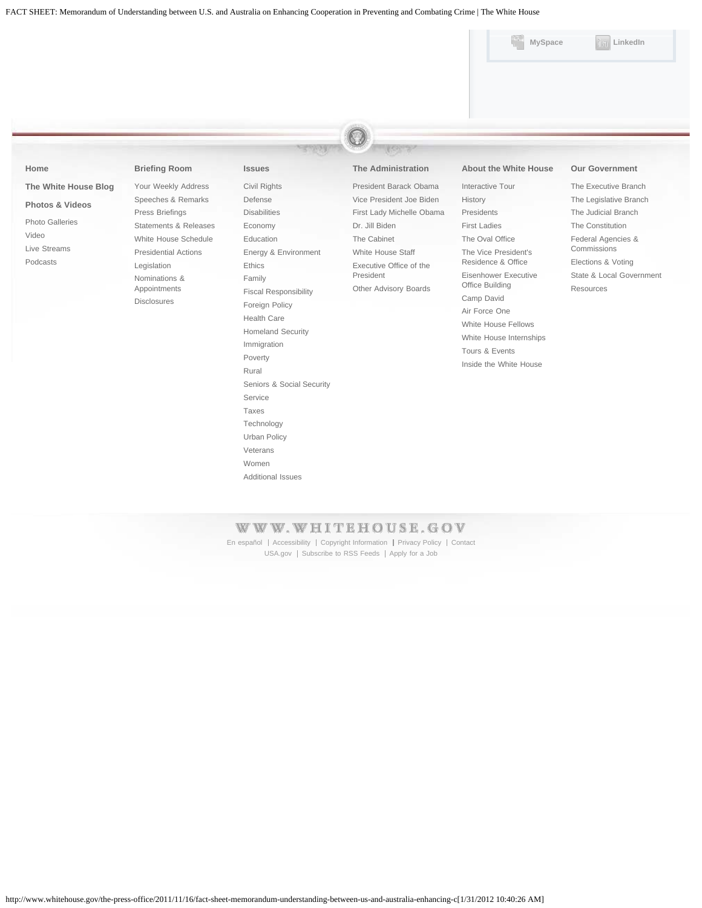MySpace LinkedIn

**Home**

**The White House Blog**

**Photos & Videos**

- Photo Galleries
- Video
- Live Streams
- Podcasts

**Briefing Room**

- Your Weekly Address
- Speeches & Remarks
- Press Briefings
- Statements & Releases
- White House Schedule
- Presidential Actions
- Legislation
- Nominations & Appointments
- Disclosures

**Issues**

- Civil Rights
- Defense
- Disabilities
- Economy
- Education
- Energy & Environment
- Ethics
- Family
- Fiscal Responsibility
- Foreign Policy
- Health Care
- Homeland Security
- Immigration
- Poverty
- Rural
- Seniors & Social Security
- Service
- Taxes
- Technology
- Urban Policy
- Veterans
- Women
- Additional Issues

**The Administration**

- President Barack Obama
- Vice President Joe Biden
- First Lady Michelle Obama
- Dr. Jill Biden
- The Cabinet
- White House Staff
- Executive Office of the President
- Other Advisory Boards

**About the White House**

- Interactive Tour
- History
- Presidents
- First Ladies
- The Oval Office
- The Vice President's Residence & Office
- Eisenhower Executive Office Building
- Camp David
- Air Force One
- White House Fellows
- White House Internships
- Tours & Events
- Inside the White House

**Our Government**

- The Executive Branch
- The Legislative Branch
- The Judicial Branch
- The Constitution
- Federal Agencies & Commissions
- Elections & Voting
- State & Local Government
- Resources

WWW.WHITEHOUSE.GOV

En español | Accessibility | Copyright Information | Privacy Policy | Contact
USA.gov | Subscribe to RSS Feeds | Apply for a Job